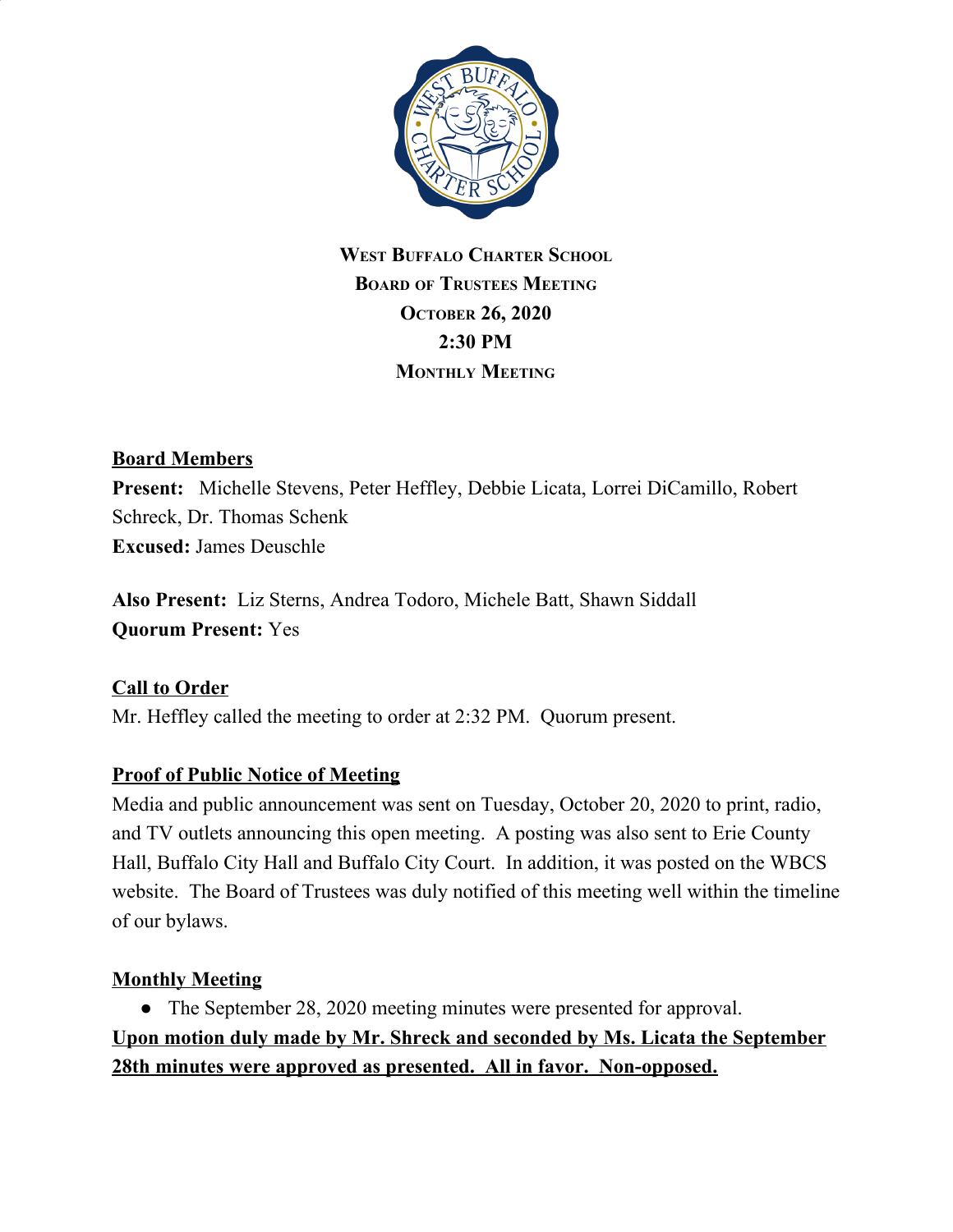**West Buffalo Charter School**
**Board of Trustees Meeting**
**October 26, 2020**
**2:30 PM**
**Monthly Meeting**

**Board Members**
**Present:** Michelle Stevens, Peter Heffley, Debbie Licata, Lorrei DiCamillo, Robert Schreck, Dr. Thomas Schenk
**Excused:** James Deuschle

**Also Present:** Liz Sterns, Andrea Todoro, Michele Batt, Shawn Siddall
**Quorum Present:** Yes

**Call to Order**
Mr. Heffley called the meeting to order at 2:32 PM. Quorum present.

**Proof of Public Notice of Meeting**
Media and public announcement was sent on Tuesday, October 20, 2020 to print, radio, and TV outlets announcing this open meeting. A posting was also sent to Erie County Hall, Buffalo City Hall and Buffalo City Court. In addition, it was posted on the WBCS website. The Board of Trustees was duly notified of this meeting well within the timeline of our bylaws.

**Monthly Meeting**

- The September 28, 2020 meeting minutes were presented for approval.

**Upon motion duly made by Mr. Shreck and seconded by Ms. Licata the September 28th minutes were approved as presented. All in favor. Non-opposed.**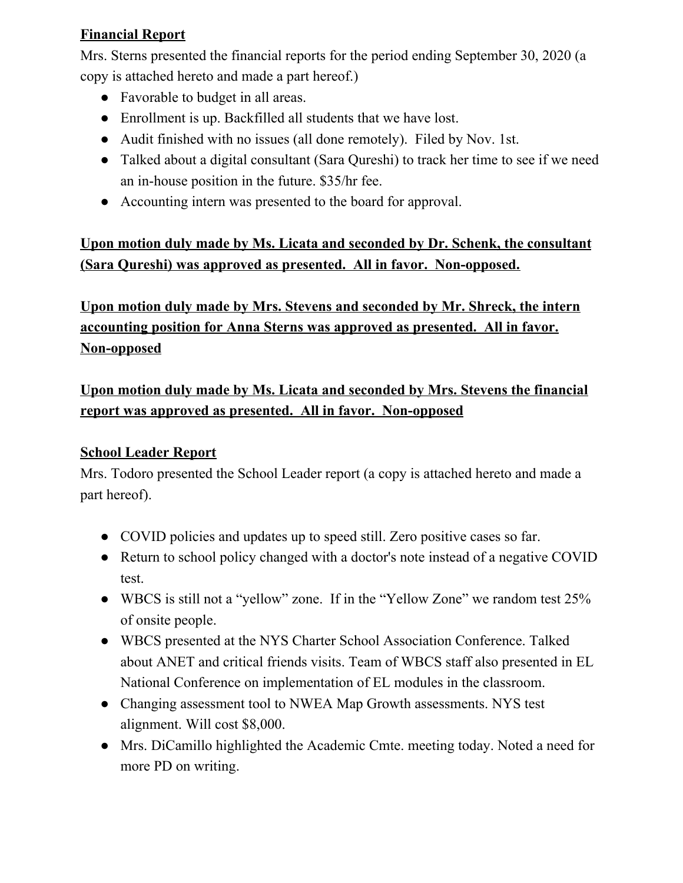**Financial Report**

Mrs. Sterns presented the financial reports for the period ending September 30, 2020 (a copy is attached hereto and made a part hereof.)

- Favorable to budget in all areas.
- Enrollment is up. Backfilled all students that we have lost.
- Audit finished with no issues (all done remotely). Filed by Nov. 1st.
- Talked about a digital consultant (Sara Qureshi) to track her time to see if we need an in-house position in the future. $35/hr fee.
- Accounting intern was presented to the board for approval.

**Upon motion duly made by Ms. Licata and seconded by Dr. Schenk, the consultant (Sara Qureshi) was approved as presented. All in favor. Non-opposed.**

**Upon motion duly made by Mrs. Stevens and seconded by Mr. Shreck, the intern accounting position for Anna Sterns was approved as presented. All in favor. Non-opposed**

**Upon motion duly made by Ms. Licata and seconded by Mrs. Stevens the financial report was approved as presented. All in favor. Non-opposed**

**School Leader Report**

Mrs. Todoro presented the School Leader report (a copy is attached hereto and made a part hereof).

- COVID policies and updates up to speed still. Zero positive cases so far.
- Return to school policy changed with a doctor's note instead of a negative COVID test.
- WBCS is still not a "yellow" zone. If in the "Yellow Zone" we random test 25% of onsite people.
- WBCS presented at the NYS Charter School Association Conference. Talked about ANET and critical friends visits. Team of WBCS staff also presented in EL National Conference on implementation of EL modules in the classroom.
- Changing assessment tool to NWEA Map Growth assessments. NYS test alignment. Will cost $8,000.
- Mrs. DiCamillo highlighted the Academic Cmte. meeting today. Noted a need for more PD on writing.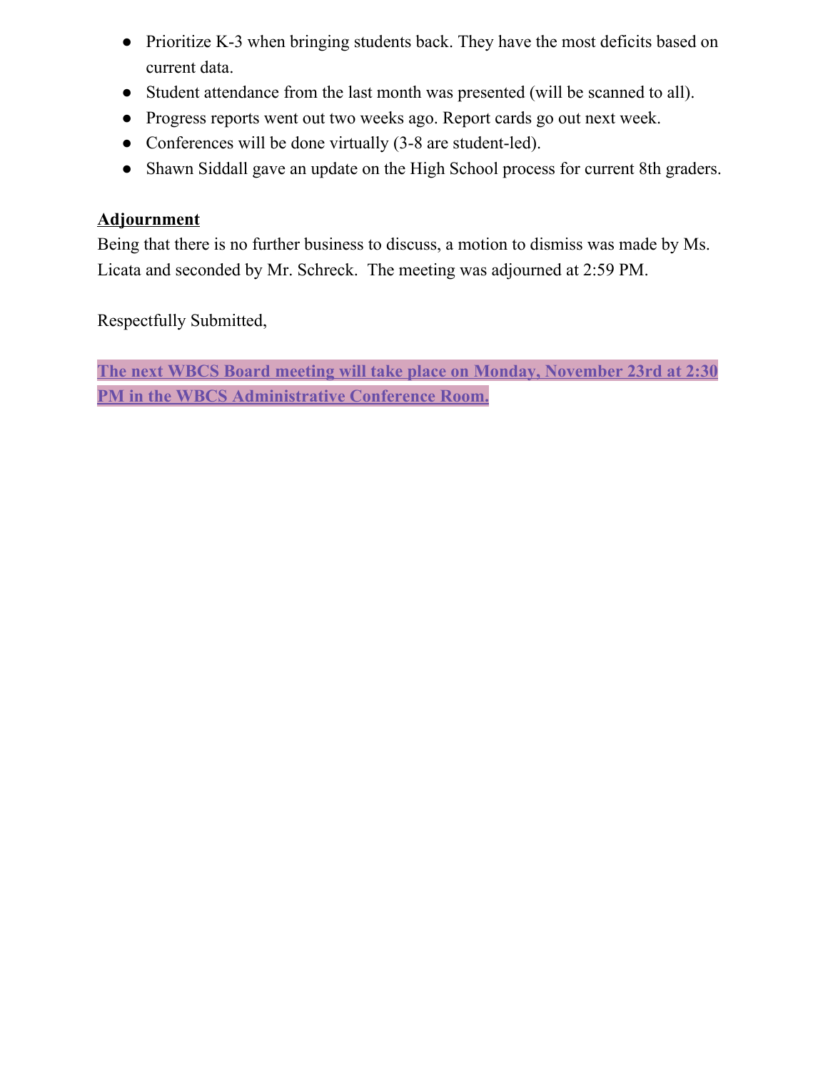- Prioritize K-3 when bringing students back. They have the most deficits based on current data.
- Student attendance from the last month was presented (will be scanned to all).
- Progress reports went out two weeks ago. Report cards go out next week.
- Conferences will be done virtually (3-8 are student-led).
- Shawn Siddall gave an update on the High School process for current 8th graders.

**Adjournment**

Being that there is no further business to discuss, a motion to dismiss was made by Ms. Licata and seconded by Mr. Schreck. The meeting was adjourned at 2:59 PM.

Respectfully Submitted,

**The next WBCS Board meeting will take place on Monday, November 23rd at 2:30 PM in the WBCS Administrative Conference Room.**